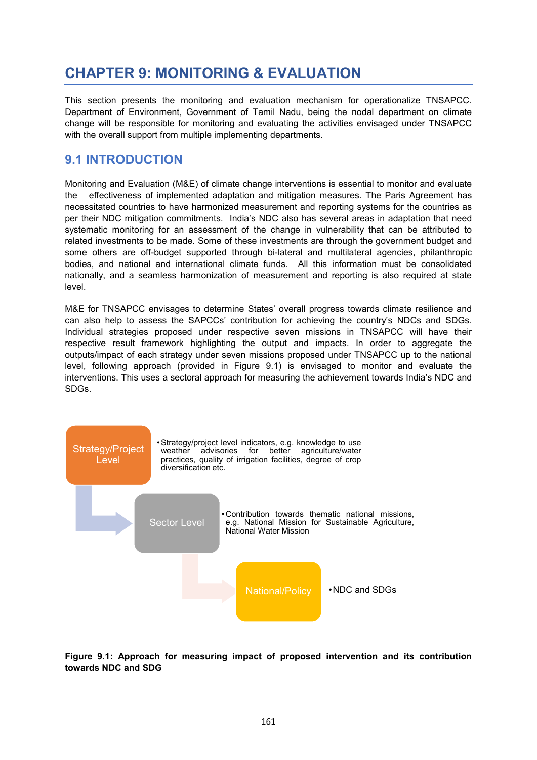# CHAPTER 9: MONITORING & EVALUATION

This section presents the monitoring and evaluation mechanism for operationalize TNSAPCC. Department of Environment, Government of Tamil Nadu, being the nodal department on climate change will be responsible for monitoring and evaluating the activities envisaged under TNSAPCC with the overall support from multiple implementing departments.

## 9.1 INTRODUCTION

Monitoring and Evaluation (M&E) of climate change interventions is essential to monitor and evaluate the effectiveness of implemented adaptation and mitigation measures. The Paris Agreement has necessitated countries to have harmonized measurement and reporting systems for the countries as per their NDC mitigation commitments. India's NDC also has several areas in adaptation that need systematic monitoring for an assessment of the change in vulnerability that can be attributed to related investments to be made. Some of these investments are through the government budget and some others are off-budget supported through bi-lateral and multilateral agencies, philanthropic bodies, and national and international climate funds. All this information must be consolidated nationally, and a seamless harmonization of measurement and reporting is also required at state level.

M&E for TNSAPCC envisages to determine States' overall progress towards climate resilience and can also help to assess the SAPCCs' contribution for achieving the country's NDCs and SDGs. Individual strategies proposed under respective seven missions in TNSAPCC will have their respective result framework highlighting the output and impacts. In order to aggregate the outputs/impact of each strategy under seven missions proposed under TNSAPCC up to the national level, following approach (provided in Figure 9.1) is envisaged to monitor and evaluate the interventions. This uses a sectoral approach for measuring the achievement towards India's NDC and SDGs.

**Strategy/Project Level**
- Strategy/project level indicators, e.g. knowledge to use weather advisories for better agriculture/water practices, quality of irrigation facilities, degree of crop diversification etc.

**Sector Level**
- Contribution towards thematic national missions, e.g. National Mission for Sustainable Agriculture, National Water Mission

**National/Policy**
- NDC and SDGs

**Figure 9.1: Approach for measuring impact of proposed intervention and its contribution towards NDC and SDG**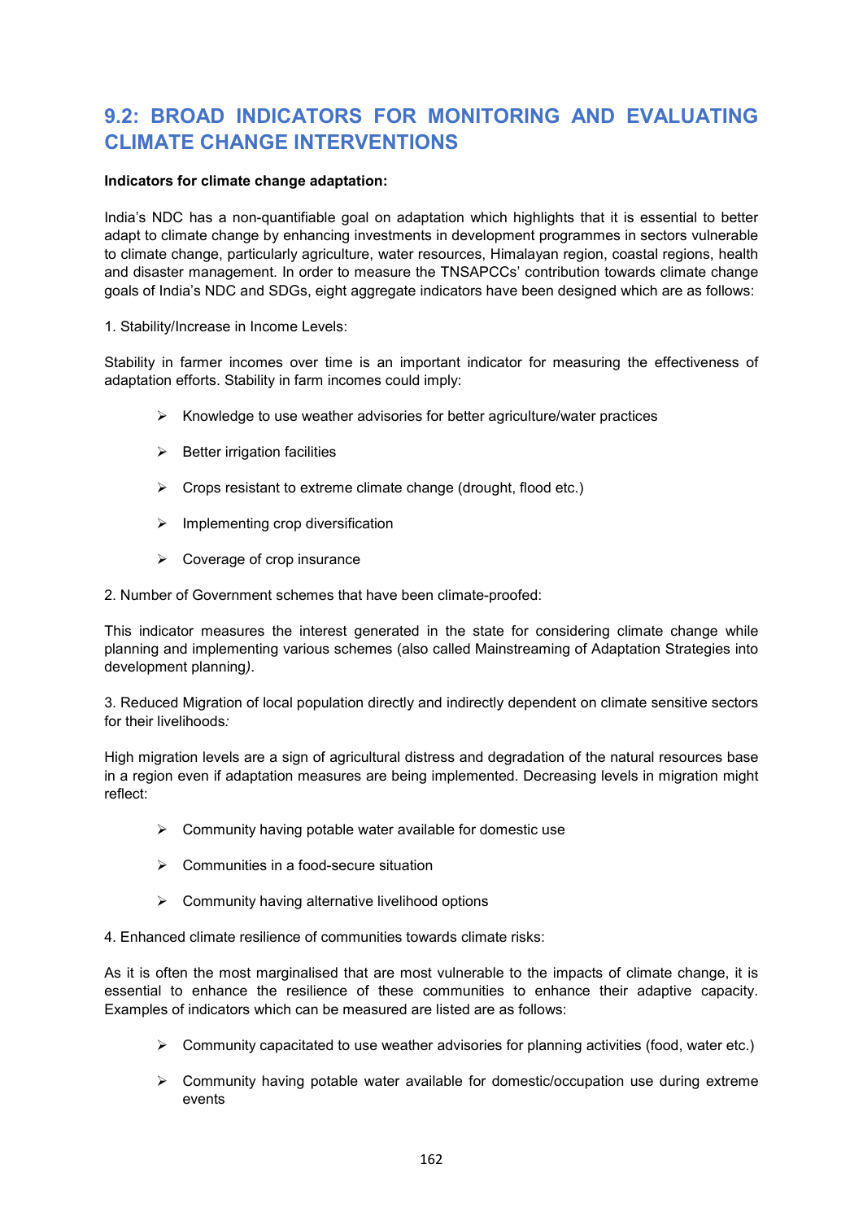## 9.2: BROAD INDICATORS FOR MONITORING AND EVALUATING CLIMATE CHANGE INTERVENTIONS

**Indicators for climate change adaptation:**

India's NDC has a non-quantifiable goal on adaptation which highlights that it is essential to better adapt to climate change by enhancing investments in development programmes in sectors vulnerable to climate change, particularly agriculture, water resources, Himalayan region, coastal regions, health and disaster management. In order to measure the TNSAPCCs' contribution towards climate change goals of India's NDC and SDGs, eight aggregate indicators have been designed which are as follows:

1. Stability/Increase in Income Levels:

Stability in farmer incomes over time is an important indicator for measuring the effectiveness of adaptation efforts. Stability in farm incomes could imply:

- Knowledge to use weather advisories for better agriculture/water practices
- Better irrigation facilities
- Crops resistant to extreme climate change (drought, flood etc.)
- Implementing crop diversification
- Coverage of crop insurance

2. Number of Government schemes that have been climate-proofed:

This indicator measures the interest generated in the state for considering climate change while planning and implementing various schemes (also called Mainstreaming of Adaptation Strategies into development planning*)*.

3. Reduced Migration of local population directly and indirectly dependent on climate sensitive sectors for their livelihoods*:*

High migration levels are a sign of agricultural distress and degradation of the natural resources base in a region even if adaptation measures are being implemented. Decreasing levels in migration might reflect:

- Community having potable water available for domestic use
- Communities in a food-secure situation
- Community having alternative livelihood options

4. Enhanced climate resilience of communities towards climate risks:

As it is often the most marginalised that are most vulnerable to the impacts of climate change, it is essential to enhance the resilience of these communities to enhance their adaptive capacity. Examples of indicators which can be measured are listed are as follows:

- Community capacitated to use weather advisories for planning activities (food, water etc.)
- Community having potable water available for domestic/occupation use during extreme events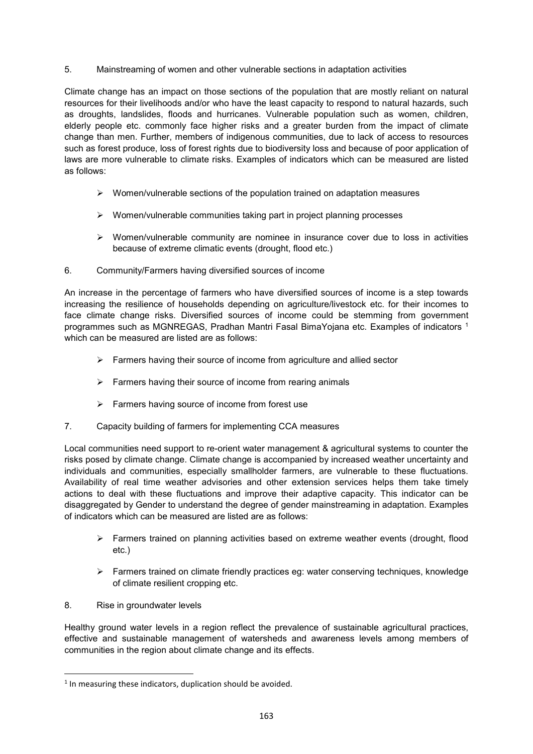5. Mainstreaming of women and other vulnerable sections in adaptation activities

Climate change has an impact on those sections of the population that are mostly reliant on natural resources for their livelihoods and/or who have the least capacity to respond to natural hazards, such as droughts, landslides, floods and hurricanes. Vulnerable population such as women, children, elderly people etc. commonly face higher risks and a greater burden from the impact of climate change than men. Further, members of indigenous communities, due to lack of access to resources such as forest produce, loss of forest rights due to biodiversity loss and because of poor application of laws are more vulnerable to climate risks. Examples of indicators which can be measured are listed as follows:

- Women/vulnerable sections of the population trained on adaptation measures
- Women/vulnerable communities taking part in project planning processes
- Women/vulnerable community are nominee in insurance cover due to loss in activities because of extreme climatic events (drought, flood etc.)

6. Community/Farmers having diversified sources of income

An increase in the percentage of farmers who have diversified sources of income is a step towards increasing the resilience of households depending on agriculture/livestock etc. for their incomes to face climate change risks. Diversified sources of income could be stemming from government programmes such as MGNREGAS, Pradhan Mantri Fasal BimaYojana etc. Examples of indicators [1] which can be measured are listed are as follows:

- Farmers having their source of income from agriculture and allied sector
- Farmers having their source of income from rearing animals
- Farmers having source of income from forest use

7. Capacity building of farmers for implementing CCA measures

Local communities need support to re-orient water management & agricultural systems to counter the risks posed by climate change. Climate change is accompanied by increased weather uncertainty and individuals and communities, especially smallholder farmers, are vulnerable to these fluctuations. Availability of real time weather advisories and other extension services helps them take timely actions to deal with these fluctuations and improve their adaptive capacity. This indicator can be disaggregated by Gender to understand the degree of gender mainstreaming in adaptation. Examples of indicators which can be measured are listed are as follows:

- Farmers trained on planning activities based on extreme weather events (drought, flood etc.)
- Farmers trained on climate friendly practices eg: water conserving techniques, knowledge of climate resilient cropping etc.

8. Rise in groundwater levels

Healthy ground water levels in a region reflect the prevalence of sustainable agricultural practices, effective and sustainable management of watersheds and awareness levels among members of communities in the region about climate change and its effects.

[1] In measuring these indicators, duplication should be avoided.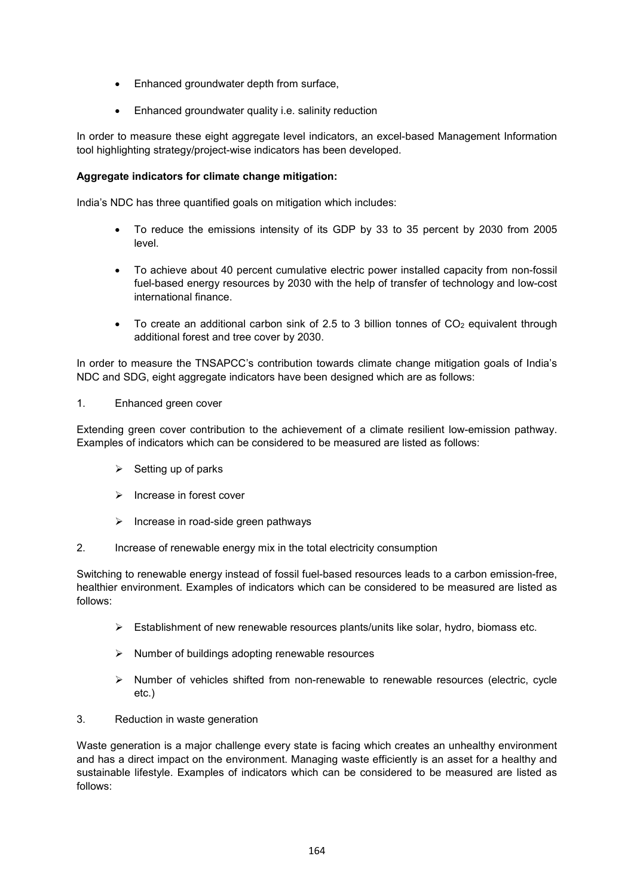- Enhanced groundwater depth from surface,
- Enhanced groundwater quality i.e. salinity reduction

In order to measure these eight aggregate level indicators, an excel-based Management Information tool highlighting strategy/project-wise indicators has been developed.

**Aggregate indicators for climate change mitigation:**

India's NDC has three quantified goals on mitigation which includes:

- To reduce the emissions intensity of its GDP by 33 to 35 percent by 2030 from 2005 level.
- To achieve about 40 percent cumulative electric power installed capacity from non-fossil fuel-based energy resources by 2030 with the help of transfer of technology and low-cost international finance.
- To create an additional carbon sink of 2.5 to 3 billion tonnes of $CO_2$ equivalent through additional forest and tree cover by 2030.

In order to measure the TNSAPCC's contribution towards climate change mitigation goals of India's NDC and SDG, eight aggregate indicators have been designed which are as follows:

1. Enhanced green cover

Extending green cover contribution to the achievement of a climate resilient low-emission pathway. Examples of indicators which can be considered to be measured are listed as follows:

- Setting up of parks
- Increase in forest cover
- Increase in road-side green pathways

2. Increase of renewable energy mix in the total electricity consumption

Switching to renewable energy instead of fossil fuel-based resources leads to a carbon emission-free, healthier environment. Examples of indicators which can be considered to be measured are listed as follows:

- Establishment of new renewable resources plants/units like solar, hydro, biomass etc.
- Number of buildings adopting renewable resources
- Number of vehicles shifted from non-renewable to renewable resources (electric, cycle etc.)

3. Reduction in waste generation

Waste generation is a major challenge every state is facing which creates an unhealthy environment and has a direct impact on the environment. Managing waste efficiently is an asset for a healthy and sustainable lifestyle. Examples of indicators which can be considered to be measured are listed as follows: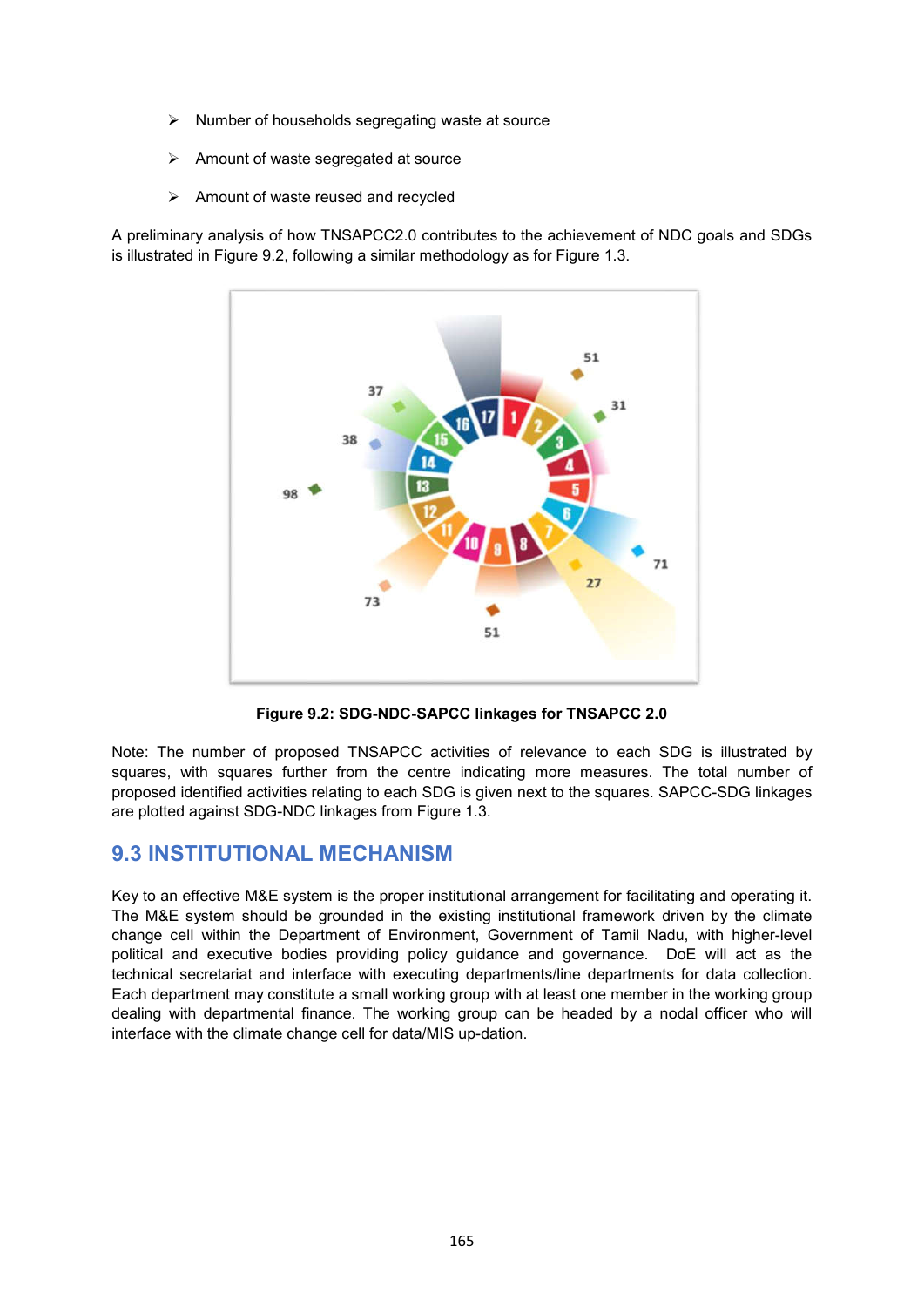- Number of households segregating waste at source
- Amount of waste segregated at source
- Amount of waste reused and recycled

A preliminary analysis of how TNSAPCC2.0 contributes to the achievement of NDC goals and SDGs is illustrated in Figure 9.2, following a similar methodology as for Figure 1.3.

51
31
37
38
98
71
27
73
51

**Figure 9.2: SDG-NDC-SAPCC linkages for TNSAPCC 2.0**

Note: The number of proposed TNSAPCC activities of relevance to each SDG is illustrated by squares, with squares further from the centre indicating more measures. The total number of proposed identified activities relating to each SDG is given next to the squares. SAPCC-SDG linkages are plotted against SDG-NDC linkages from Figure 1.3.

## 9.3 INSTITUTIONAL MECHANISM

Key to an effective M&E system is the proper institutional arrangement for facilitating and operating it. The M&E system should be grounded in the existing institutional framework driven by the climate change cell within the Department of Environment, Government of Tamil Nadu, with higher-level political and executive bodies providing policy guidance and governance. DoE will act as the technical secretariat and interface with executing departments/line departments for data collection. Each department may constitute a small working group with at least one member in the working group dealing with departmental finance. The working group can be headed by a nodal officer who will interface with the climate change cell for data/MIS up-dation.